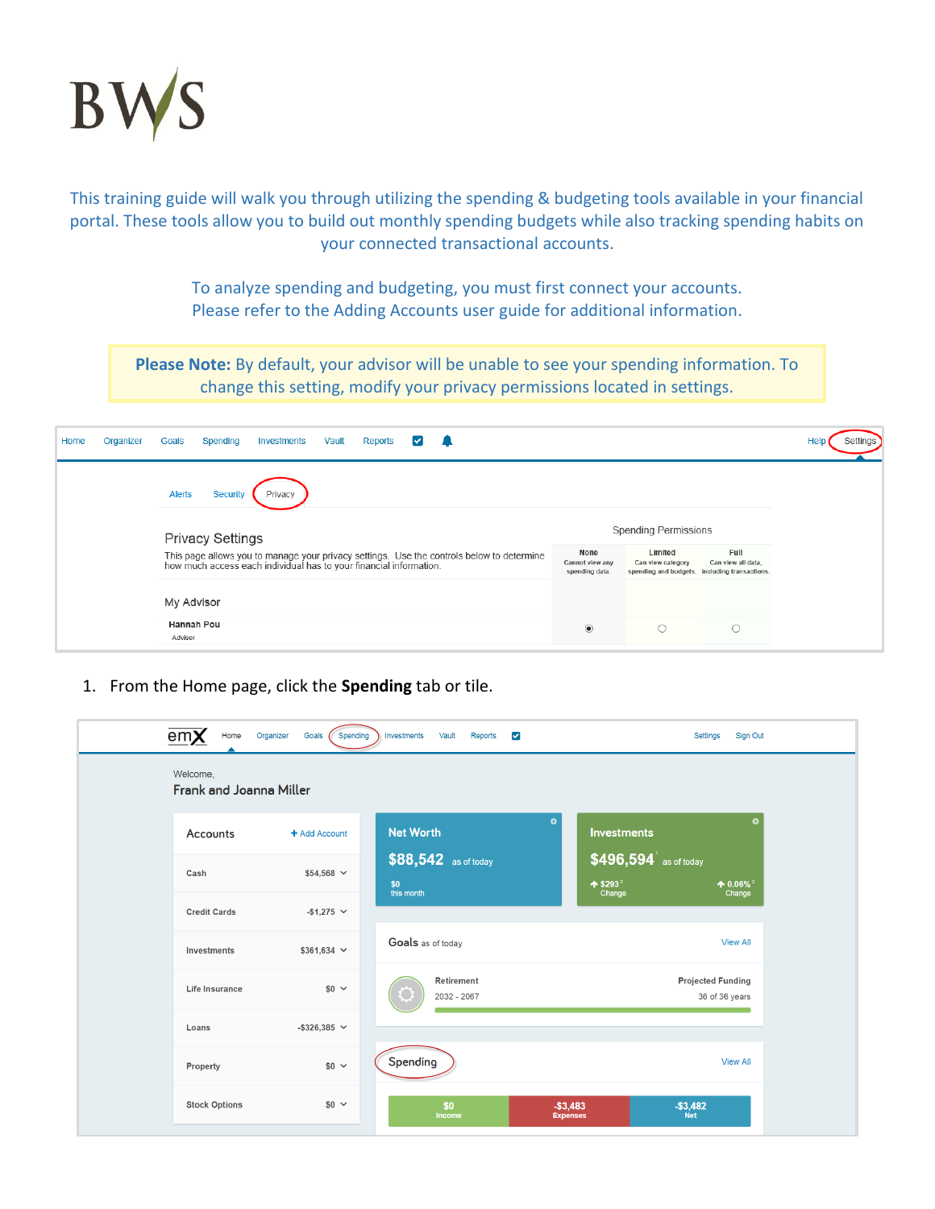BWS

This training guide will walk you through utilizing the spending & budgeting tools available in your financial portal. These tools allow you to build out monthly spending budgets while also tracking spending habits on your connected transactional accounts.

To analyze spending and budgeting, you must first connect your accounts.
Please refer to the Adding Accounts user guide for additional information.

**Please Note:** By default, your advisor will be unable to see your spending information. To change this setting, modify your privacy permissions located in settings.

1. From the Home page, click the **Spending** tab or tile.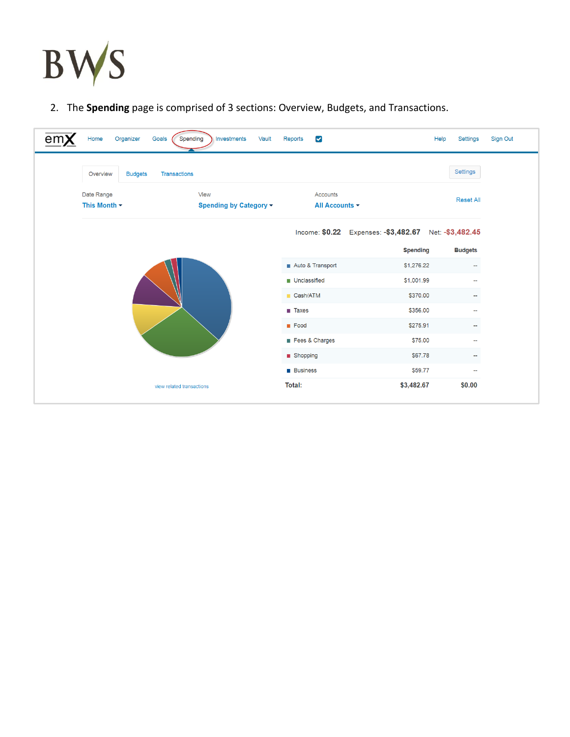2. The **Spending** page is comprised of 3 sections: Overview, Budgets, and Transactions.

emX Home Organizer Goals Spending Investments Vault Reports Help Settings Sign Out

Overview Budgets Transactions Settings

Date Range: This Month | View: Spending by Category | Accounts: All Accounts | Reset All

Income: $0.22 Expenses: -$3,482.67 Net: -$3,482.45

| | Spending | Budgets |
|---|---|---|
| Auto & Transport | $1,276.22 | -- |
| Unclassified | $1,001.99 | -- |
| Cash/ATM | $370.00 | -- |
| Taxes | $356.00 | -- |
| Food | $275.91 | -- |
| Fees & Charges | $75.00 | -- |
| Shopping | $67.78 | -- |
| Business | $59.77 | -- |
| Total: | $3,482.67 | $0.00 |

view related transactions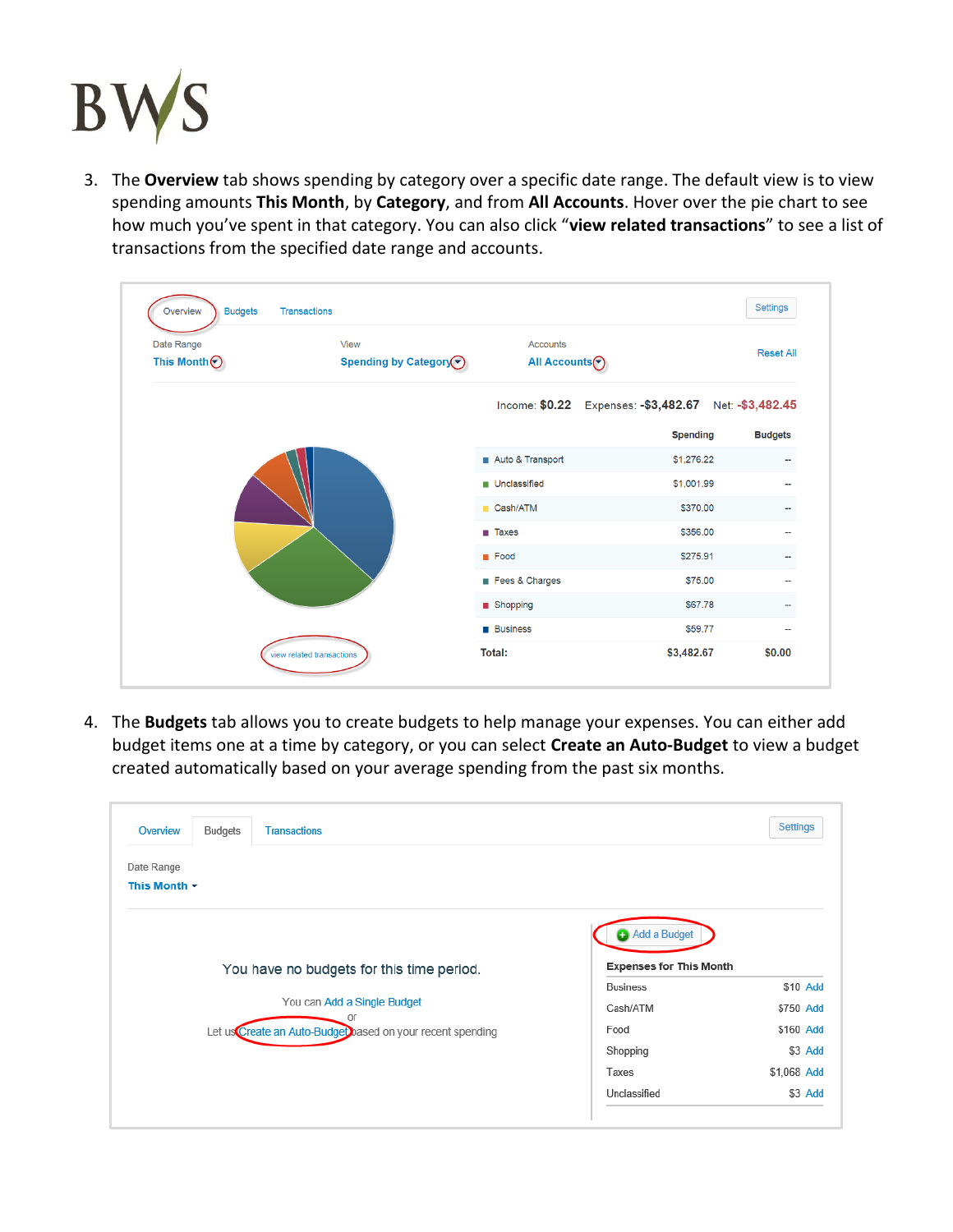3. The **Overview** tab shows spending by category over a specific date range. The default view is to view spending amounts **This Month**, by **Category**, and from **All Accounts**. Hover over the pie chart to see how much you've spent in that category. You can also click "**view related transactions**" to see a list of transactions from the specified date range and accounts.

4. The **Budgets** tab allows you to create budgets to help manage your expenses. You can either add budget items one at a time by category, or you can select **Create an Auto-Budget** to view a budget created automatically based on your average spending from the past six months.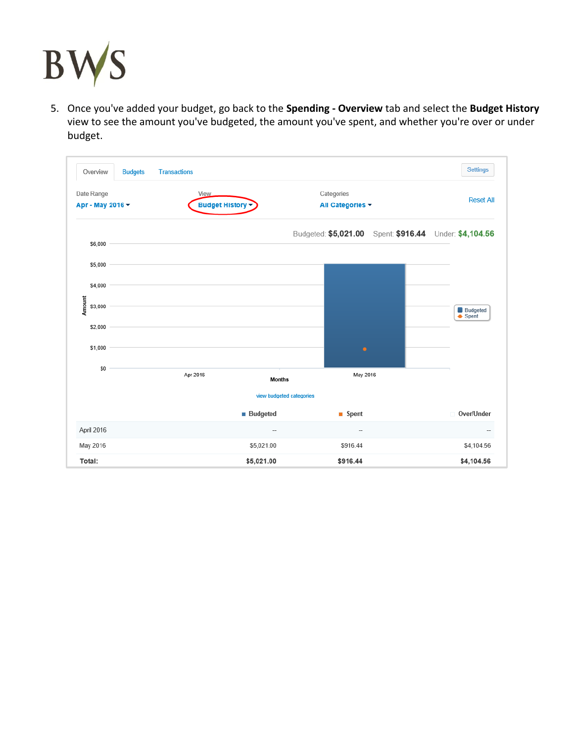5. Once you've added your budget, go back to the **Spending - Overview** tab and select the **Budget History** view to see the amount you've budgeted, the amount you've spent, and whether you're over or under budget.

Overview | Budgets | Transactions | Settings

Date Range: Apr - May 2016 | View: Budget History | Categories: All Categories | Reset All

Budgeted: $5,021.00 Spent: $916.44 Under: $4,104.56

view budgeted categories

| | Budgeted | Spent | Over/Under |
|---|---|---|---|
| April 2016 | -- | -- | -- |
| May 2016 | $5,021.00 | $916.44 | $4,104.56 |
| **Total:** | **$5,021.00** | **$916.44** | **$4,104.56** |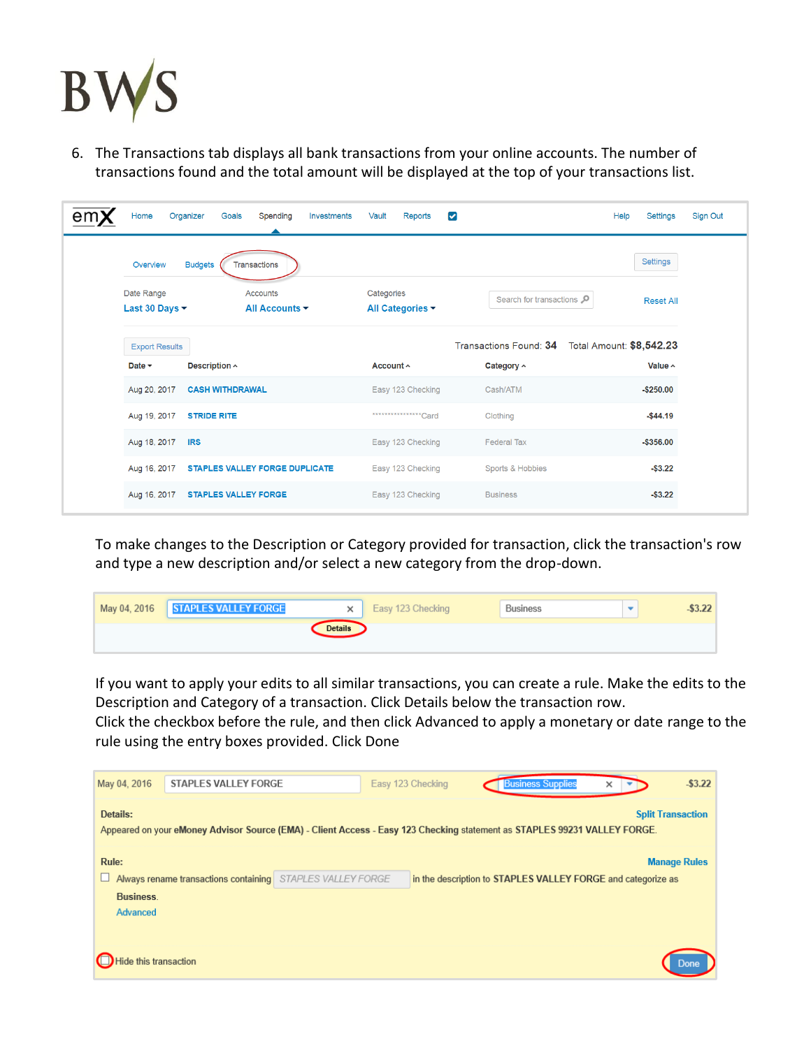6. The Transactions tab displays all bank transactions from your online accounts. The number of transactions found and the total amount will be displayed at the top of your transactions list.

To make changes to the Description or Category provided for transaction, click the transaction's row and type a new description and/or select a new category from the drop-down.

If you want to apply your edits to all similar transactions, you can create a rule. Make the edits to the Description and Category of a transaction. Click Details below the transaction row.
Click the checkbox before the rule, and then click Advanced to apply a monetary or date range to the rule using the entry boxes provided. Click Done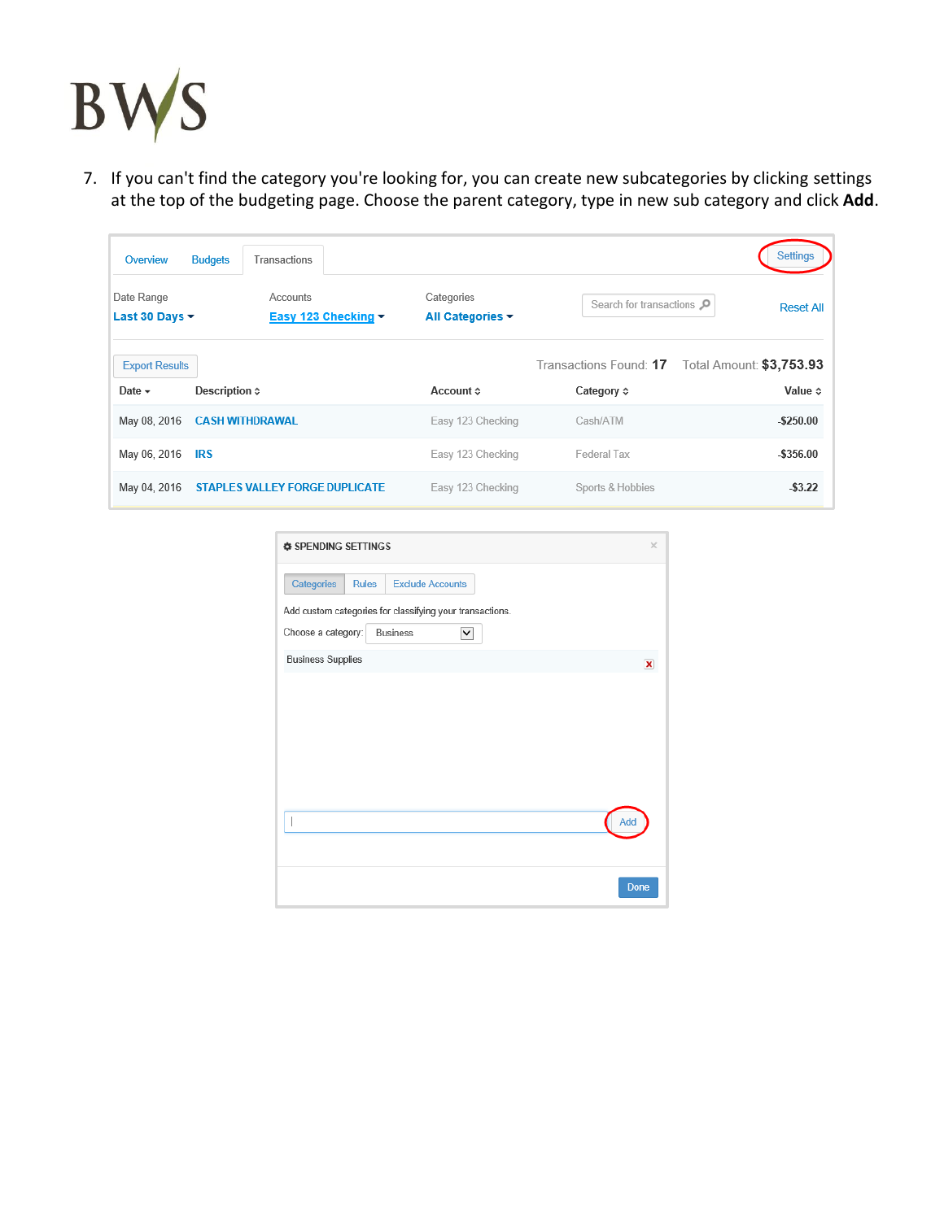7. If you can't find the category you're looking for, you can create new subcategories by clicking settings at the top of the budgeting page. Choose the parent category, type in new sub category and click **Add**.

Overview | Budgets | Transactions | Settings

Date Range: Last 30 Days | Accounts: Easy 123 Checking | Categories: All Categories | Search for transactions | Reset All

Export Results | Transactions Found: **17** | Total Amount: **$3,753.93**

| Date | Description | Account | Category | Value |
|---|---|---|---|---|
| May 08, 2016 | CASH WITHDRAWAL | Easy 123 Checking | Cash/ATM | -$250.00 |
| May 06, 2016 | IRS | Easy 123 Checking | Federal Tax | -$356.00 |
| May 04, 2016 | STAPLES VALLEY FORGE DUPLICATE | Easy 123 Checking | Sports & Hobbies | -$3.22 |

SPENDING SETTINGS

Categories | Rules | Exclude Accounts

Add custom categories for classifying your transactions.

Choose a category: Business

Business Supplies

Add

Done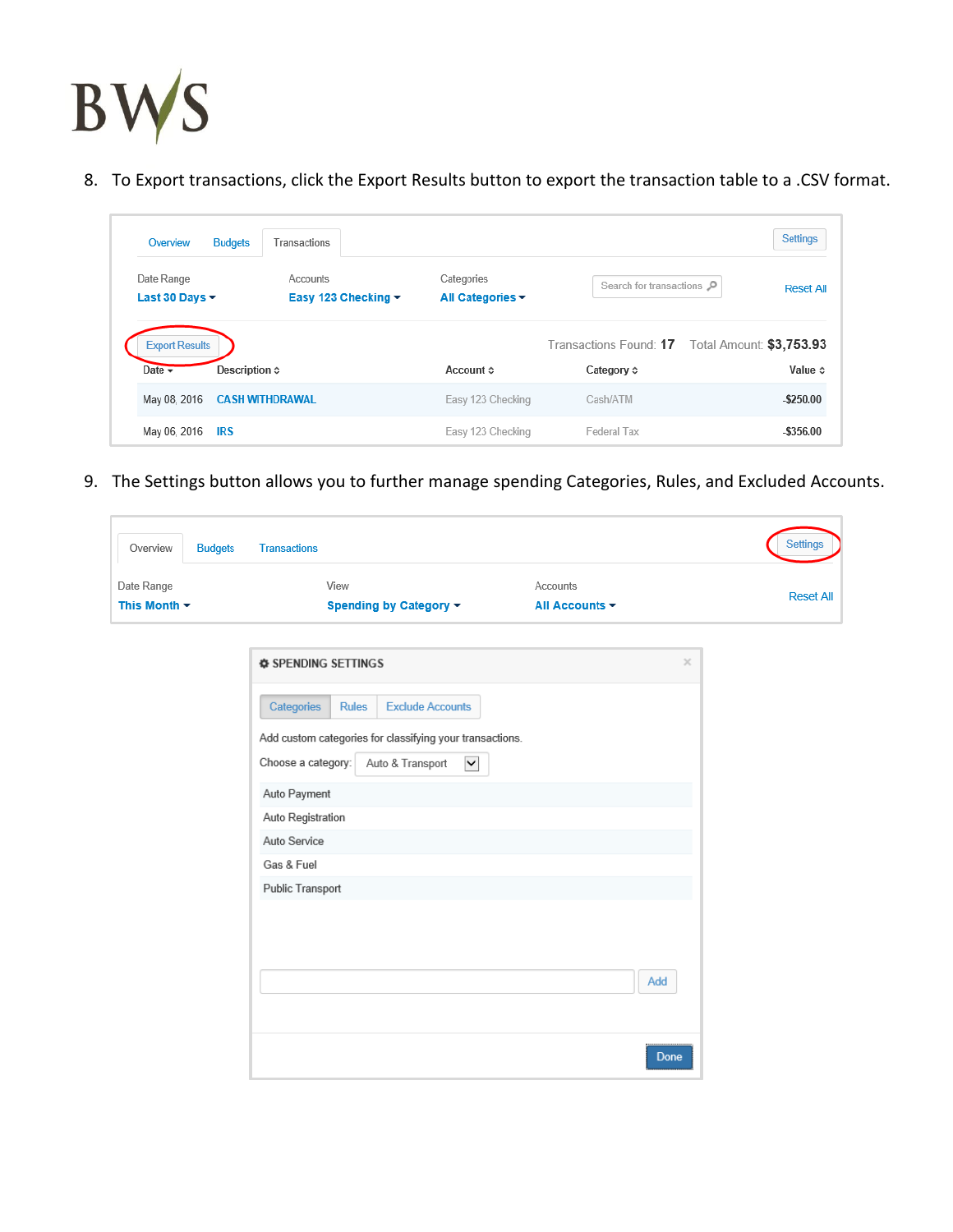8. To Export transactions, click the Export Results button to export the transaction table to a .CSV format.

Overview Budgets Transactions Settings

Date Range
Last 30 Days

Accounts
Easy 123 Checking

Categories
All Categories

Search for transactions

Reset All

Export Results

Transactions Found: **17** Total Amount: **$3,753.93**

| Date | Description | Account | Category | Value |
|---|---|---|---|---|
| May 08, 2016 | CASH WITHDRAWAL | Easy 123 Checking | Cash/ATM | -$250.00 |
| May 06, 2016 | IRS | Easy 123 Checking | Federal Tax | -$356.00 |

9. The Settings button allows you to further manage spending Categories, Rules, and Excluded Accounts.

Overview Budgets Transactions Settings

Date Range
This Month

View
Spending by Category

Accounts
All Accounts

Reset All

SPENDING SETTINGS

Categories Rules Exclude Accounts

Add custom categories for classifying your transactions.

Choose a category: Auto & Transport

- Auto Payment
- Auto Registration
- Auto Service
- Gas & Fuel
- Public Transport

Add

Done